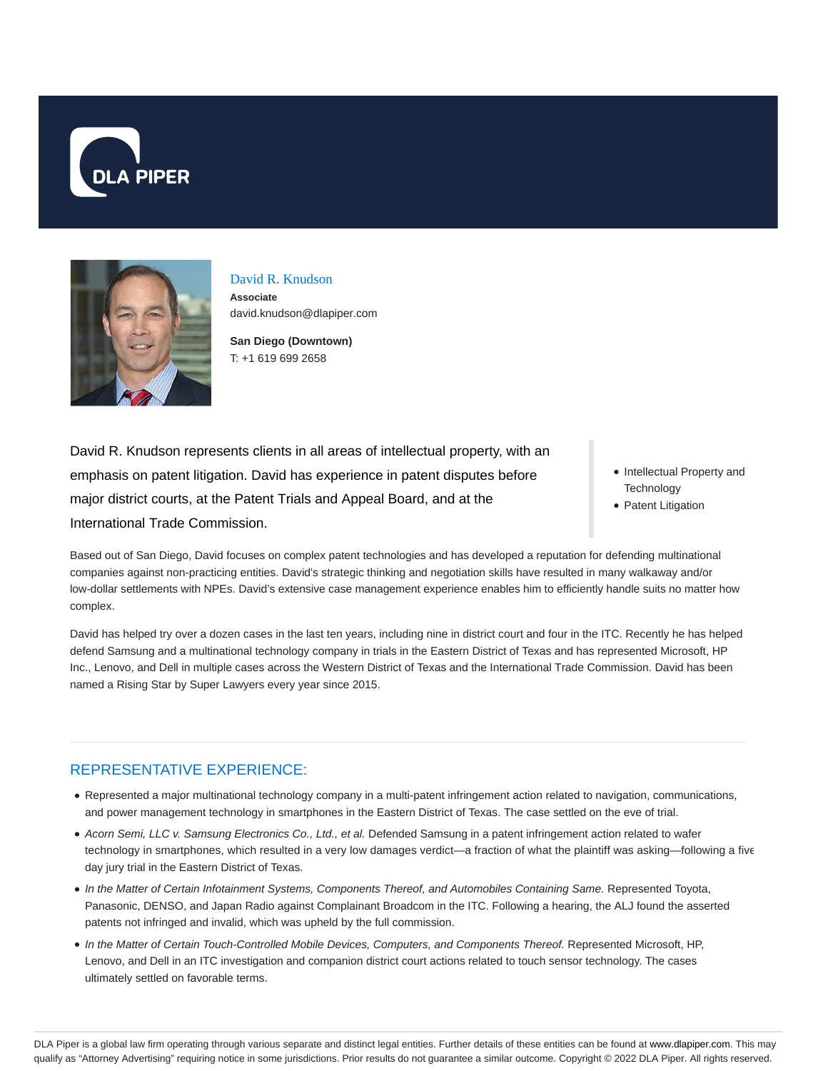# David R. Knudson

**Associate**
david.knudson@dlapiper.com

**San Diego (Downtown)**
T: +1 619 699 2658

David R. Knudson represents clients in all areas of intellectual property, with an emphasis on patent litigation. David has experience in patent disputes before major district courts, at the Patent Trials and Appeal Board, and at the International Trade Commission.

- Intellectual Property and Technology
- Patent Litigation

Based out of San Diego, David focuses on complex patent technologies and has developed a reputation for defending multinational companies against non-practicing entities. David's strategic thinking and negotiation skills have resulted in many walkaway and/or low-dollar settlements with NPEs. David's extensive case management experience enables him to efficiently handle suits no matter how complex.

David has helped try over a dozen cases in the last ten years, including nine in district court and four in the ITC. Recently he has helped defend Samsung and a multinational technology company in trials in the Eastern District of Texas and has represented Microsoft, HP Inc., Lenovo, and Dell in multiple cases across the Western District of Texas and the International Trade Commission. David has been named a Rising Star by Super Lawyers every year since 2015.

## REPRESENTATIVE EXPERIENCE:

- Represented a major multinational technology company in a multi-patent infringement action related to navigation, communications, and power management technology in smartphones in the Eastern District of Texas. The case settled on the eve of trial.
- *Acorn Semi, LLC v. Samsung Electronics Co., Ltd., et al.* Defended Samsung in a patent infringement action related to wafer technology in smartphones, which resulted in a very low damages verdict—a fraction of what the plaintiff was asking—following a five day jury trial in the Eastern District of Texas.
- *In the Matter of Certain Infotainment Systems, Components Thereof, and Automobiles Containing Same.* Represented Toyota, Panasonic, DENSO, and Japan Radio against Complainant Broadcom in the ITC. Following a hearing, the ALJ found the asserted patents not infringed and invalid, which was upheld by the full commission.
- *In the Matter of Certain Touch-Controlled Mobile Devices, Computers, and Components Thereof.* Represented Microsoft, HP, Lenovo, and Dell in an ITC investigation and companion district court actions related to touch sensor technology. The cases ultimately settled on favorable terms.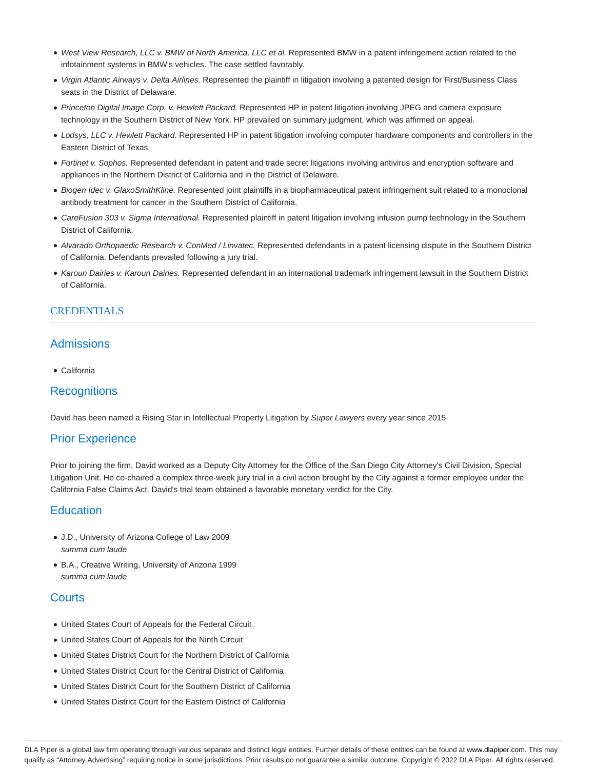- *West View Research, LLC v. BMW of North America, LLC et al.* Represented BMW in a patent infringement action related to the infotainment systems in BMW's vehicles. The case settled favorably.
- *Virgin Atlantic Airways v. Delta Airlines.* Represented the plaintiff in litigation involving a patented design for First/Business Class seats in the District of Delaware.
- *Princeton Digital Image Corp. v. Hewlett Packard.* Represented HP in patent litigation involving JPEG and camera exposure technology in the Southern District of New York. HP prevailed on summary judgment, which was affirmed on appeal.
- *Lodsys, LLC v. Hewlett Packard.* Represented HP in patent litigation involving computer hardware components and controllers in the Eastern District of Texas.
- *Fortinet v. Sophos.* Represented defendant in patent and trade secret litigations involving antivirus and encryption software and appliances in the Northern District of California and in the District of Delaware.
- *Biogen Idec v. GlaxoSmithKline.* Represented joint plaintiffs in a biopharmaceutical patent infringement suit related to a monoclonal antibody treatment for cancer in the Southern District of California.
- *CareFusion 303 v. Sigma International.* Represented plaintiff in patent litigation involving infusion pump technology in the Southern District of California.
- *Alvarado Orthopaedic Research v. ConMed / Linvatec.* Represented defendants in a patent licensing dispute in the Southern District of California. Defendants prevailed following a jury trial.
- *Karoun Dairies v. Karoun Dairies.* Represented defendant in an international trademark infringement lawsuit in the Southern District of California.

## CREDENTIALS

### Admissions

- California

### Recognitions

David has been named a Rising Star in Intellectual Property Litigation by *Super Lawyers* every year since 2015.

### Prior Experience

Prior to joining the firm, David worked as a Deputy City Attorney for the Office of the San Diego City Attorney's Civil Division, Special Litigation Unit. He co-chaired a complex three-week jury trial in a civil action brought by the City against a former employee under the California False Claims Act. David's trial team obtained a favorable monetary verdict for the City.

### Education

- J.D., University of Arizona College of Law 2009
  *summa cum laude*
- B.A., Creative Writing, University of Arizona 1999
  *summa cum laude*

### Courts

- United States Court of Appeals for the Federal Circuit
- United States Court of Appeals for the Ninth Circuit
- United States District Court for the Northern District of California
- United States District Court for the Central District of California
- United States District Court for the Southern District of California
- United States District Court for the Eastern District of California

DLA Piper is a global law firm operating through various separate and distinct legal entities. Further details of these entities can be found at www.dlapiper.com. This may qualify as "Attorney Advertising" requiring notice in some jurisdictions. Prior results do not guarantee a similar outcome. Copyright © 2022 DLA Piper. All rights reserved.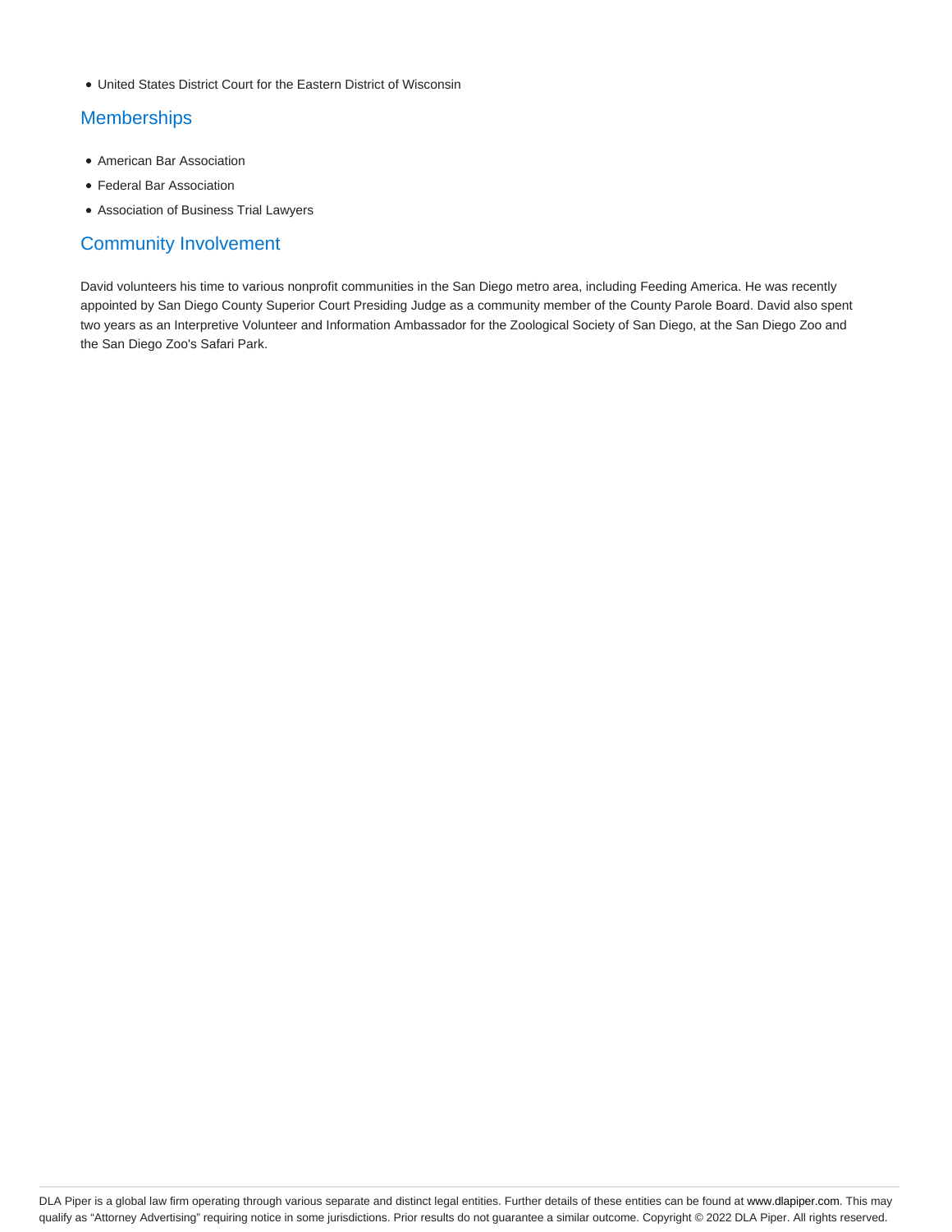- United States District Court for the Eastern District of Wisconsin

## Memberships

- American Bar Association
- Federal Bar Association
- Association of Business Trial Lawyers

## Community Involvement

David volunteers his time to various nonprofit communities in the San Diego metro area, including Feeding America. He was recently appointed by San Diego County Superior Court Presiding Judge as a community member of the County Parole Board. David also spent two years as an Interpretive Volunteer and Information Ambassador for the Zoological Society of San Diego, at the San Diego Zoo and the San Diego Zoo's Safari Park.